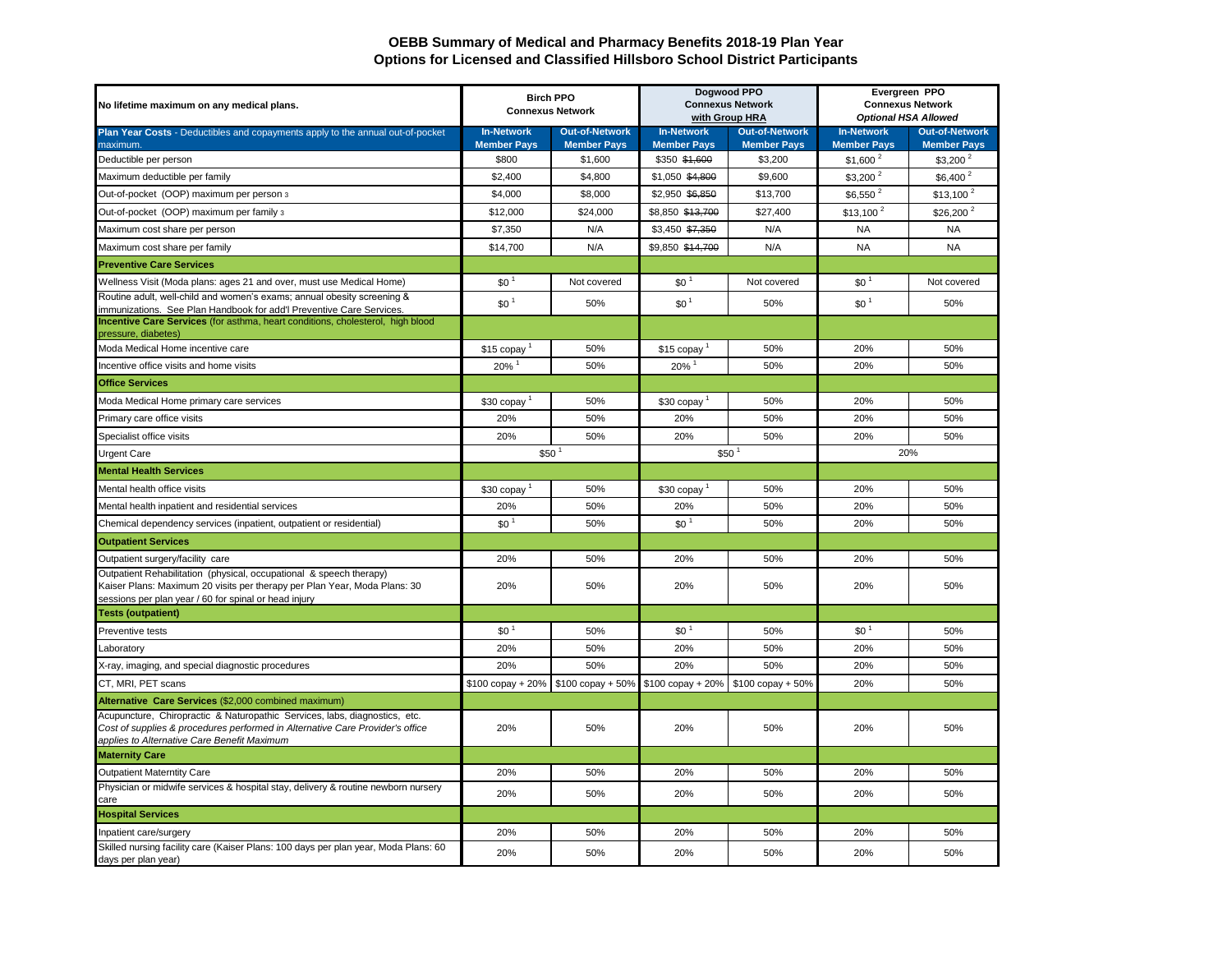# OEBB Summary of Medical and Pharmacy Benefits 2018-19 Plan Year
## Options for Licensed and Classified Hillsboro School District Participants

| No lifetime maximum on any medical plans. | Birch PPO Connexus Network | | Dogwood PPO Connexus Network with Group HRA | | Evergreen PPO Connexus Network Optional HSA Allowed | |
|---|---|---|---|---|---|---|
| **Plan Year Costs** - Deductibles and copayments apply to the annual out-of-pocket maximum. | **In-Network Member Pays** | **Out-of-Network Member Pays** | **In-Network Member Pays** | **Out-of-Network Member Pays** | **In-Network Member Pays** | **Out-of-Network Member Pays** |
| Deductible per person | \$800 | \$1,600 | \$350 ~~\$1,600~~ | \$3,200 | \$1,600 [2] | \$3,200 [2] |
| Maximum deductible per family | \$2,400 | \$4,800 | \$1,050 ~~\$4,800~~ | \$9,600 | \$3,200 [2] | \$6,400 [2] |
| Out-of-pocket (OOP) maximum per person [3] | \$4,000 | \$8,000 | \$2,950 ~~\$6,850~~ | \$13,700 | \$6,550 [2] | \$13,100 [2] |
| Out-of-pocket (OOP) maximum per family [3] | \$12,000 | \$24,000 | \$8,850 ~~\$13,700~~ | \$27,400 | \$13,100 [2] | \$26,200 [2] |
| Maximum cost share per person | \$7,350 | N/A | \$3,450 ~~\$7,350~~ | N/A | NA | NA |
| Maximum cost share per family | \$14,700 | N/A | \$9,850 ~~\$14,700~~ | N/A | NA | NA |
| **Preventive Care Services** | | | | | | |
| Wellness Visit (Moda plans: ages 21 and over, must use Medical Home) | \$0 [1] | Not covered | \$0 [1] | Not covered | \$0 [1] | Not covered |
| Routine adult, well-child and women's exams; annual obesity screening & immunizations. See Plan Handbook for add'l Preventive Care Services. | \$0 [1] | 50% | \$0 [1] | 50% | \$0 [1] | 50% |
| **Incentive Care Services** (for asthma, heart conditions, cholesterol, high blood pressure, diabetes) | | | | | | |
| Moda Medical Home incentive care | \$15 copay [1] | 50% | \$15 copay [1] | 50% | 20% | 50% |
| Incentive office visits and home visits | 20% [1] | 50% | 20% [1] | 50% | 20% | 50% |
| **Office Services** | | | | | | |
| Moda Medical Home primary care services | \$30 copay [1] | 50% | \$30 copay [1] | 50% | 20% | 50% |
| Primary care office visits | 20% | 50% | 20% | 50% | 20% | 50% |
| Specialist office visits | 20% | 50% | 20% | 50% | 20% | 50% |
| Urgent Care | \$50 [1] | | \$50 [1] | | 20% | |
| **Mental Health Services** | | | | | | |
| Mental health office visits | \$30 copay [1] | 50% | \$30 copay [1] | 50% | 20% | 50% |
| Mental health inpatient and residential services | 20% | 50% | 20% | 50% | 20% | 50% |
| Chemical dependency services (inpatient, outpatient or residential) | \$0 [1] | 50% | \$0 [1] | 50% | 20% | 50% |
| **Outpatient Services** | | | | | | |
| Outpatient surgery/facility care | 20% | 50% | 20% | 50% | 20% | 50% |
| Outpatient Rehabilitation (physical, occupational & speech therapy) Kaiser Plans: Maximum 20 visits per therapy per Plan Year, Moda Plans: 30 sessions per plan year / 60 for spinal or head injury | 20% | 50% | 20% | 50% | 20% | 50% |
| **Tests (outpatient)** | | | | | | |
| Preventive tests | \$0 [1] | 50% | \$0 [1] | 50% | \$0 [1] | 50% |
| Laboratory | 20% | 50% | 20% | 50% | 20% | 50% |
| X-ray, imaging, and special diagnostic procedures | 20% | 50% | 20% | 50% | 20% | 50% |
| CT, MRI, PET scans | \$100 copay + 20% | \$100 copay + 50% | \$100 copay + 20% | \$100 copay + 50% | 20% | 50% |
| **Alternative Care Services** (\$2,000 combined maximum) | | | | | | |
| Acupuncture, Chiropractic & Naturopathic Services, labs, diagnostics, etc. *Cost of supplies & procedures performed in Alternative Care Provider's office applies to Alternative Care Benefit Maximum* | 20% | 50% | 20% | 50% | 20% | 50% |
| **Maternity Care** | | | | | | |
| Outpatient Materntity Care | 20% | 50% | 20% | 50% | 20% | 50% |
| Physician or midwife services & hospital stay, delivery & routine newborn nursery care | 20% | 50% | 20% | 50% | 20% | 50% |
| **Hospital Services** | | | | | | |
| Inpatient care/surgery | 20% | 50% | 20% | 50% | 20% | 50% |
| Skilled nursing facility care (Kaiser Plans: 100 days per plan year, Moda Plans: 60 days per plan year) | 20% | 50% | 20% | 50% | 20% | 50% |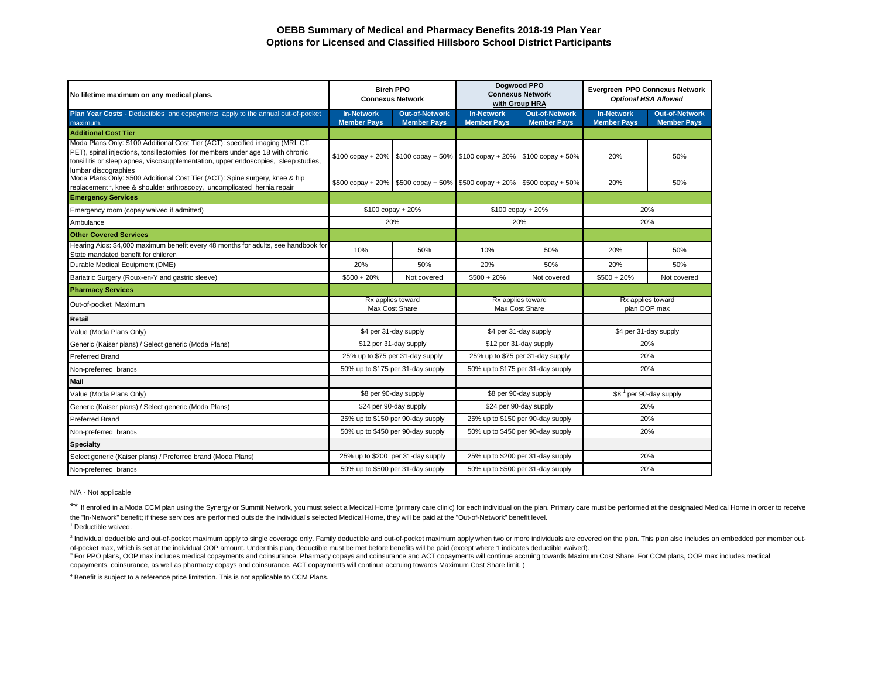# OEBB Summary of Medical and Pharmacy Benefits 2018-19 Plan Year
## Options for Licensed and Classified Hillsboro School District Participants

| No lifetime maximum on any medical plans. | Birch PPO Connexus Network | | Dogwood PPO Connexus Network with Group HRA | | Evergreen PPO Connexus Network *Optional HSA Allowed* | |
|---|---|---|---|---|---|---|
| **Plan Year Costs** - Deductibles and copayments apply to the annual out-of-pocket maximum. | **In-Network Member Pays** | **Out-of-Network Member Pays** | **In-Network Member Pays** | **Out-of-Network Member Pays** | **In-Network Member Pays** | **Out-of-Network Member Pays** |
| **Additional Cost Tier** | | | | | | |
| Moda Plans Only: $100 Additional Cost Tier (ACT): specified imaging (MRI, CT, PET), spinal injections, tonsillectomies for members under age 18 with chronic tonsillitis or sleep apnea, viscosupplementation, upper endoscopies, sleep studies, lumbar discographies | $100 copay + 20% | $100 copay + 50% | $100 copay + 20% | $100 copay + 50% | 20% | 50% |
| Moda Plans Only: $500 Additional Cost Tier (ACT): Spine surgery, knee & hip replacement [4], knee & shoulder arthroscopy, uncomplicated hernia repair | $500 copay + 20% | $500 copay + 50% | $500 copay + 20% | $500 copay + 50% | 20% | 50% |
| **Emergency Services** | | | | | | |
| Emergency room (copay waived if admitted) | $100 copay + 20% | | $100 copay + 20% | | 20% | |
| Ambulance | 20% | | 20% | | 20% | |
| **Other Covered Services** | | | | | | |
| Hearing Aids: $4,000 maximum benefit every 48 months for adults, see handbook for State mandated benefit for children | 10% | 50% | 10% | 50% | 20% | 50% |
| Durable Medical Equipment (DME) | 20% | 50% | 20% | 50% | 20% | 50% |
| Bariatric Surgery (Roux-en-Y and gastric sleeve) | $500 + 20% | Not covered | $500 + 20% | Not covered | $500 + 20% | Not covered |
| **Pharmacy Services** | | | | | | |
| Out-of-pocket Maximum | Rx applies toward Max Cost Share | | Rx applies toward Max Cost Share | | Rx applies toward plan OOP max | |
| **Retail** | | | | | | |
| Value (Moda Plans Only) | $4 per 31-day supply | | $4 per 31-day supply | | $4 per 31-day supply | |
| Generic (Kaiser plans) / Select generic (Moda Plans) | $12 per 31-day supply | | $12 per 31-day supply | | 20% | |
| Preferred Brand | 25% up to $75 per 31-day supply | | 25% up to $75 per 31-day supply | | 20% | |
| Non-preferred brands | 50% up to $175 per 31-day supply | | 50% up to $175 per 31-day supply | | 20% | |
| **Mail** | | | | | | |
| Value (Moda Plans Only) | $8 per 90-day supply | | $8 per 90-day supply | | $8 [1] per 90-day supply | |
| Generic (Kaiser plans) / Select generic (Moda Plans) | $24 per 90-day supply | | $24 per 90-day supply | | 20% | |
| Preferred Brand | 25% up to $150 per 90-day supply | | 25% up to $150 per 90-day supply | | 20% | |
| Non-preferred brands | 50% up to $450 per 90-day supply | | 50% up to $450 per 90-day supply | | 20% | |
| **Specialty** | | | | | | |
| Select generic (Kaiser plans) / Preferred brand (Moda Plans) | 25% up to $200 per 31-day supply | | 25% up to $200 per 31-day supply | | 20% | |
| Non-preferred brands | 50% up to $500 per 31-day supply | | 50% up to $500 per 31-day supply | | 20% | |

N/A - Not applicable

** If enrolled in a Moda CCM plan using the Synergy or Summit Network, you must select a Medical Home (primary care clinic) for each individual on the plan. Primary care must be performed at the designated Medical Home in order to receive the "In-Network" benefit; if these services are performed outside the individual's selected Medical Home, they will be paid at the "Out-of-Network" benefit level.

[1] Deductible waived.

[2] Individual deductible and out-of-pocket maximum apply to single coverage only. Family deductible and out-of-pocket maximum apply when two or more individuals are covered on the plan. This plan also includes an embedded per member out-of-pocket max, which is set at the individual OOP amount. Under this plan, deductible must be met before benefits will be paid (except where 1 indicates deductible waived).

[3] For PPO plans, OOP max includes medical copayments and coinsurance. Pharmacy copays and coinsurance and ACT copayments will continue accruing towards Maximum Cost Share. For CCM plans, OOP max includes medical copayments, coinsurance, as well as pharmacy copays and coinsurance. ACT copayments will continue accruing towards Maximum Cost Share limit. )

[4] Benefit is subject to a reference price limitation. This is not applicable to CCM Plans.